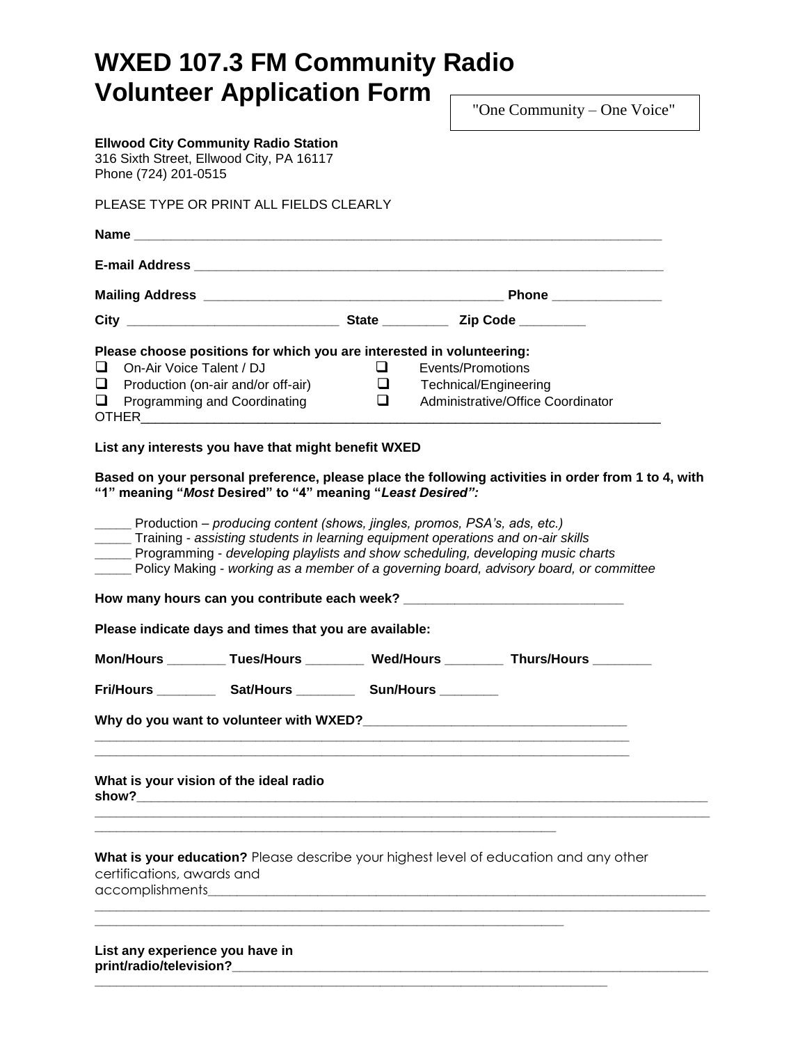# WXED 107.3 FM Community Radio Volunteer Application Form

"One Community – One Voice"

**Ellwood City Community Radio Station**
316 Sixth Street, Ellwood City, PA 16117
Phone (724) 201-0515

PLEASE TYPE OR PRINT ALL FIELDS CLEARLY

**Name** ___________________________________________________________________________

**E-mail Address** ____________________________________________________________________

**Mailing Address** ___________________________________________ **Phone** _______________

**City** _____________________________ **State** _________ **Zip Code** _________

**Please choose positions for which you are interested in volunteering:**

- ❑ On-Air Voice Talent / DJ
- ❑ Production (on-air and/or off-air)
- ❑ Programming and Coordinating
- ❑ Events/Promotions
- ❑ Technical/Engineering
- ❑ Administrative/Office Coordinator

OTHER___________________________________________________________________________

**List any interests you have that might benefit WXED**

**Based on your personal preference, please place the following activities in order from 1 to 4, with "1" meaning "*Most* Desired" to "4" meaning "*Least Desired":***

_____ Production – *producing content (shows, jingles, promos, PSA's, ads, etc.)*
_____ Training - *assisting students in learning equipment operations and on-air skills*
_____ Programming - *developing playlists and show scheduling, developing music charts*
_____ Policy Making - *working as a member of a governing board, advisory board, or committee*

**How many hours can you contribute each week?** ______________________________

**Please indicate days and times that you are available:**

**Mon/Hours** ________ **Tues/Hours** ________ **Wed/Hours** ________ **Thurs/Hours** ________

**Fri/Hours** ________ **Sat/Hours** ________ **Sun/Hours** ________

**Why do you want to volunteer with WXED?**_____________________________________
______________________________________________________________________________
______________________________________________________________________________

**What is your vision of the ideal radio show?**______________________________________________
______________________________________________________________________________
______________________________________________________________________________

**What is your education?** Please describe your highest level of education and any other certifications, awards and accomplishments___________________________________________________
______________________________________________________________________________
______________________________________________________________________________

**List any experience you have in print/radio/television?**______________________________________
______________________________________________________________________________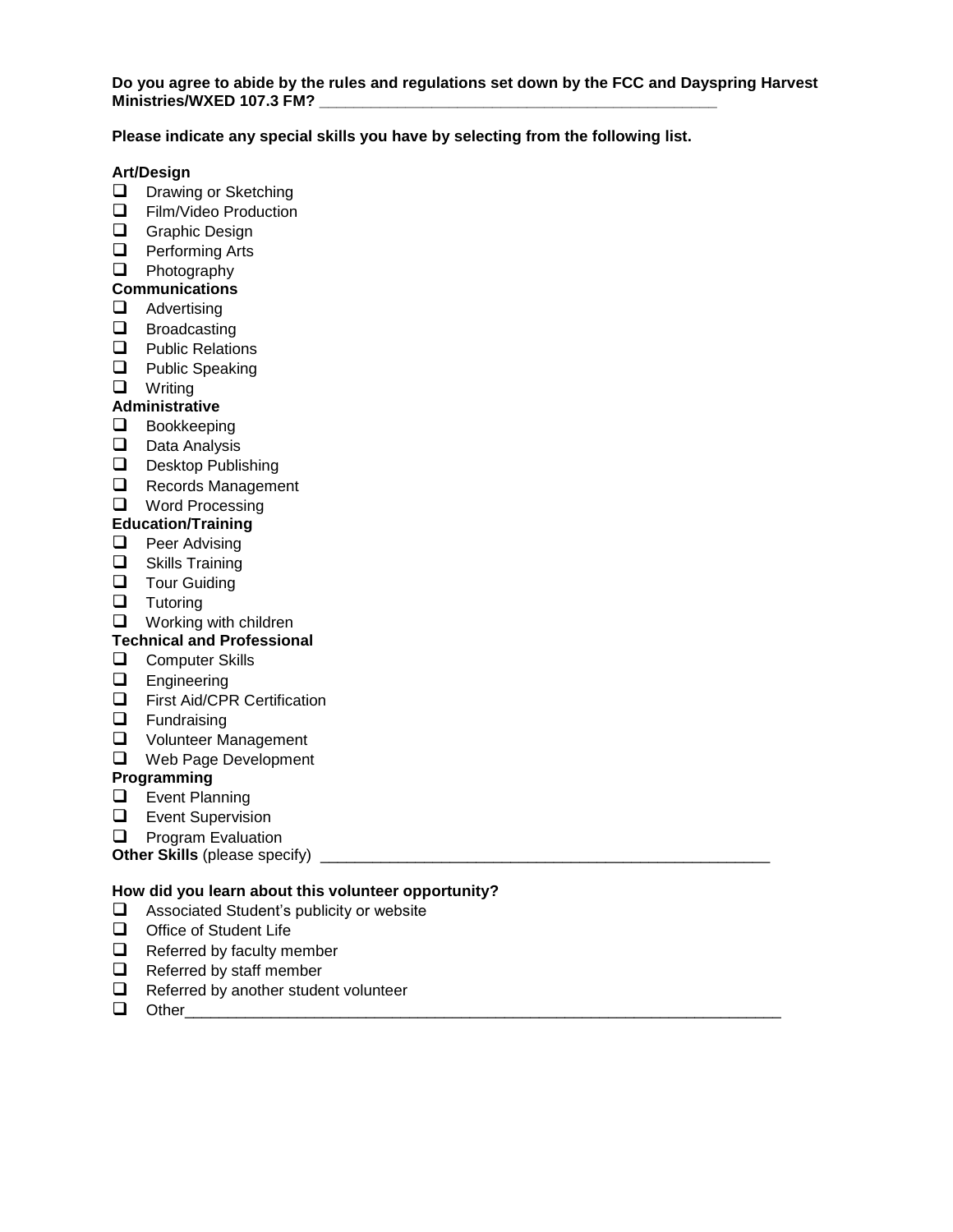**Do you agree to abide by the rules and regulations set down by the FCC and Dayspring Harvest Ministries/WXED 107.3 FM?** _______________________________________________

**Please indicate any special skills you have by selecting from the following list.**

**Art/Design**

- ❑ Drawing or Sketching
- ❑ Film/Video Production
- ❑ Graphic Design
- ❑ Performing Arts
- ❑ Photography

**Communications**

- ❑ Advertising
- ❑ Broadcasting
- ❑ Public Relations
- ❑ Public Speaking
- ❑ Writing

**Administrative**

- ❑ Bookkeeping
- ❑ Data Analysis
- ❑ Desktop Publishing
- ❑ Records Management
- ❑ Word Processing

**Education/Training**

- ❑ Peer Advising
- ❑ Skills Training
- ❑ Tour Guiding
- ❑ Tutoring
- ❑ Working with children

**Technical and Professional**

- ❑ Computer Skills
- ❑ Engineering
- ❑ First Aid/CPR Certification
- ❑ Fundraising
- ❑ Volunteer Management
- ❑ Web Page Development

**Programming**

- ❑ Event Planning
- ❑ Event Supervision
- ❑ Program Evaluation

**Other Skills** (please specify) _____________________________________________________

**How did you learn about this volunteer opportunity?**

- ❑ Associated Student's publicity or website
- ❑ Office of Student Life
- ❑ Referred by faculty member
- ❑ Referred by staff member
- ❑ Referred by another student volunteer
- ❑ Other_____________________________________________________________________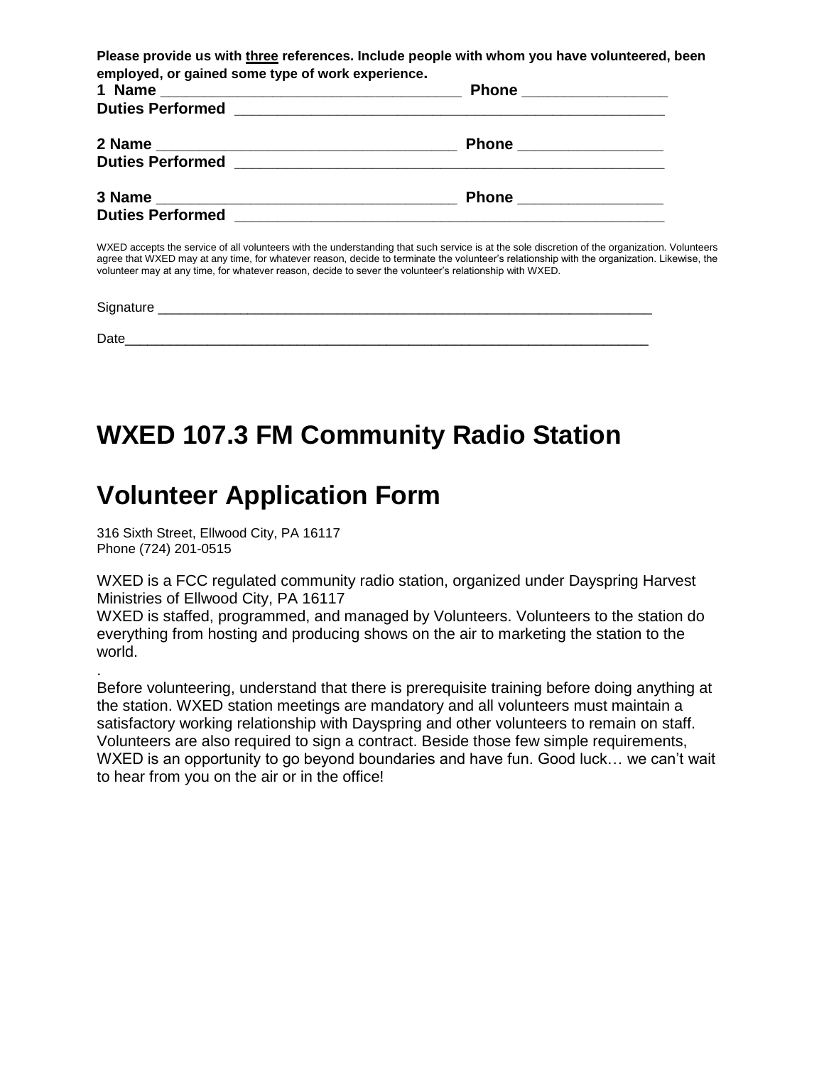**Please provide us with <u>three</u> references. Include people with whom you have volunteered, been employed, or gained some type of work experience.**

**1 Name** ___________________________________ **Phone** _________________

**Duties Performed** ______________________________________________________

**2 Name** ___________________________________ **Phone** _________________

**Duties Performed** ______________________________________________________

**3 Name** ___________________________________ **Phone** _________________

**Duties Performed** ______________________________________________________

WXED accepts the service of all volunteers with the understanding that such service is at the sole discretion of the organization. Volunteers agree that WXED may at any time, for whatever reason, decide to terminate the volunteer's relationship with the organization. Likewise, the volunteer may at any time, for whatever reason, decide to sever the volunteer's relationship with WXED.

Signature ________________________________________________________________

Date____________________________________________________________________

# WXED 107.3 FM Community Radio Station

# Volunteer Application Form

316 Sixth Street, Ellwood City, PA 16117
Phone (724) 201-0515

WXED is a FCC regulated community radio station, organized under Dayspring Harvest Ministries of Ellwood City, PA 16117
WXED is staffed, programmed, and managed by Volunteers. Volunteers to the station do everything from hosting and producing shows on the air to marketing the station to the world.

.
Before volunteering, understand that there is prerequisite training before doing anything at the station. WXED station meetings are mandatory and all volunteers must maintain a satisfactory working relationship with Dayspring and other volunteers to remain on staff. Volunteers are also required to sign a contract. Beside those few simple requirements, WXED is an opportunity to go beyond boundaries and have fun. Good luck… we can't wait to hear from you on the air or in the office!